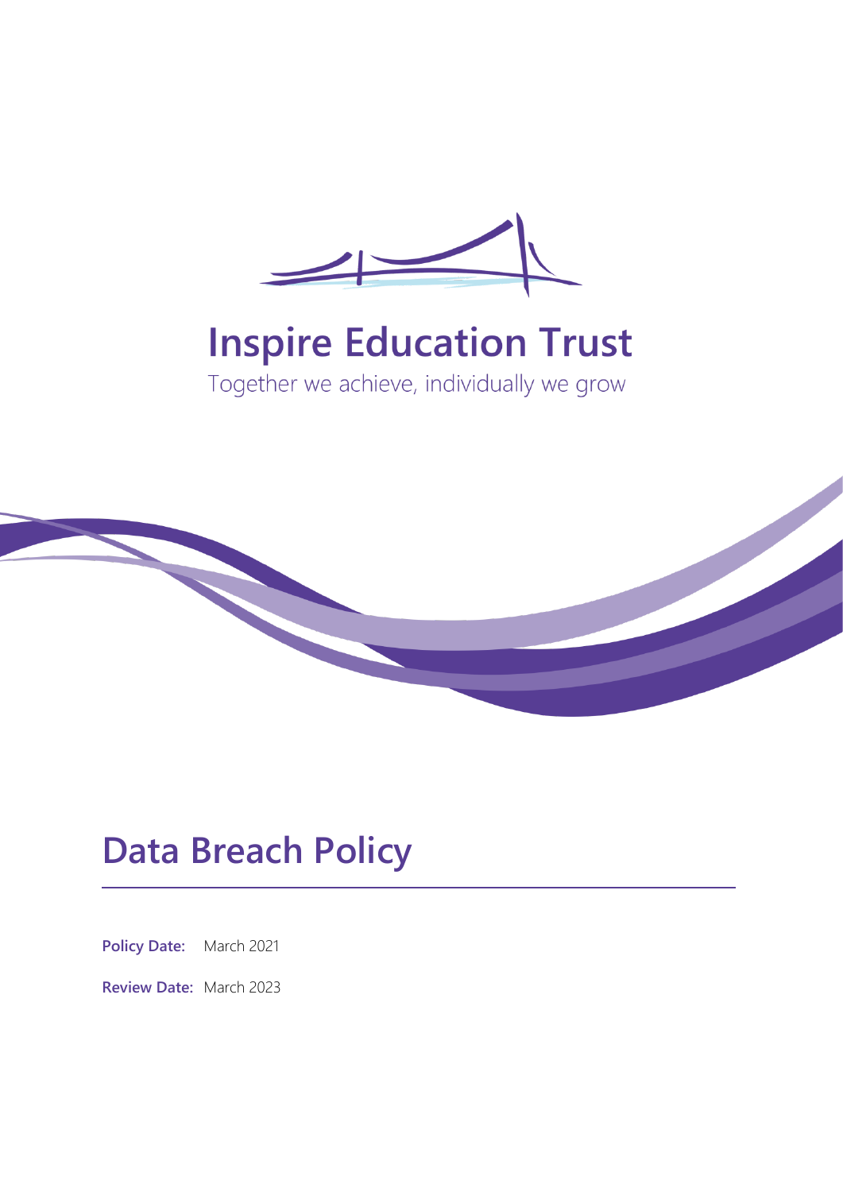# Inspire Education Trust

Together we achieve, individually we grow

# Data Breach Policy

**Policy Date:** March 2021

**Review Date:** March 2023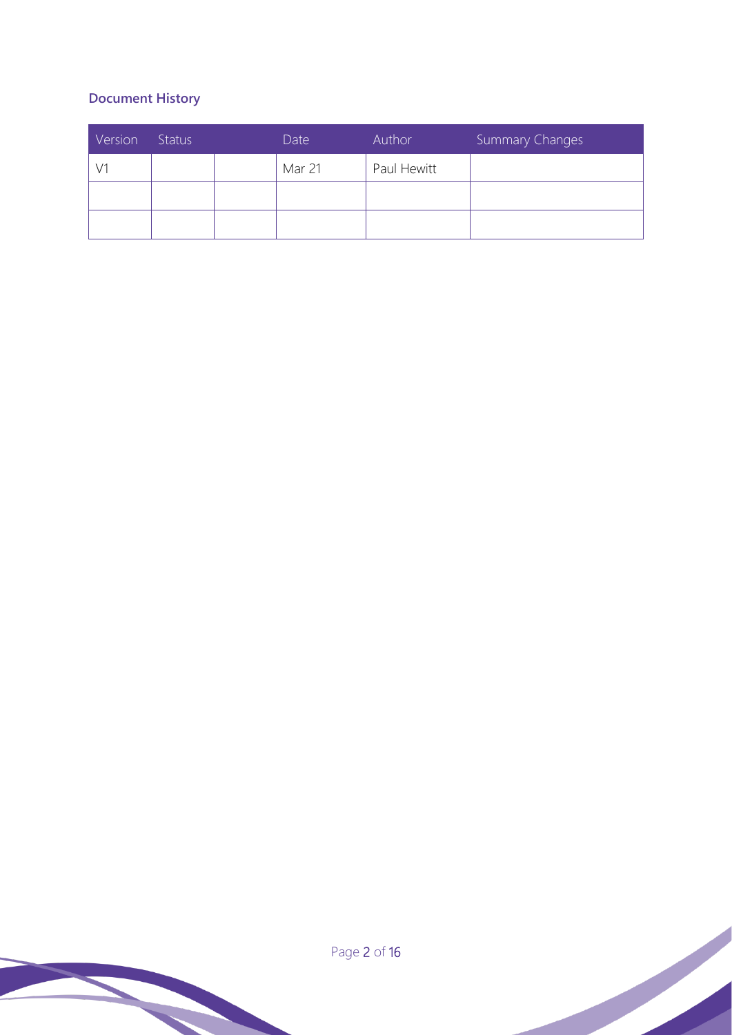## Document History

| Version | Status | | Date | Author | Summary Changes |
|---|---|---|---|---|---|
| V1 | | | Mar 21 | Paul Hewitt | |
| | | | | | |
| | | | | | |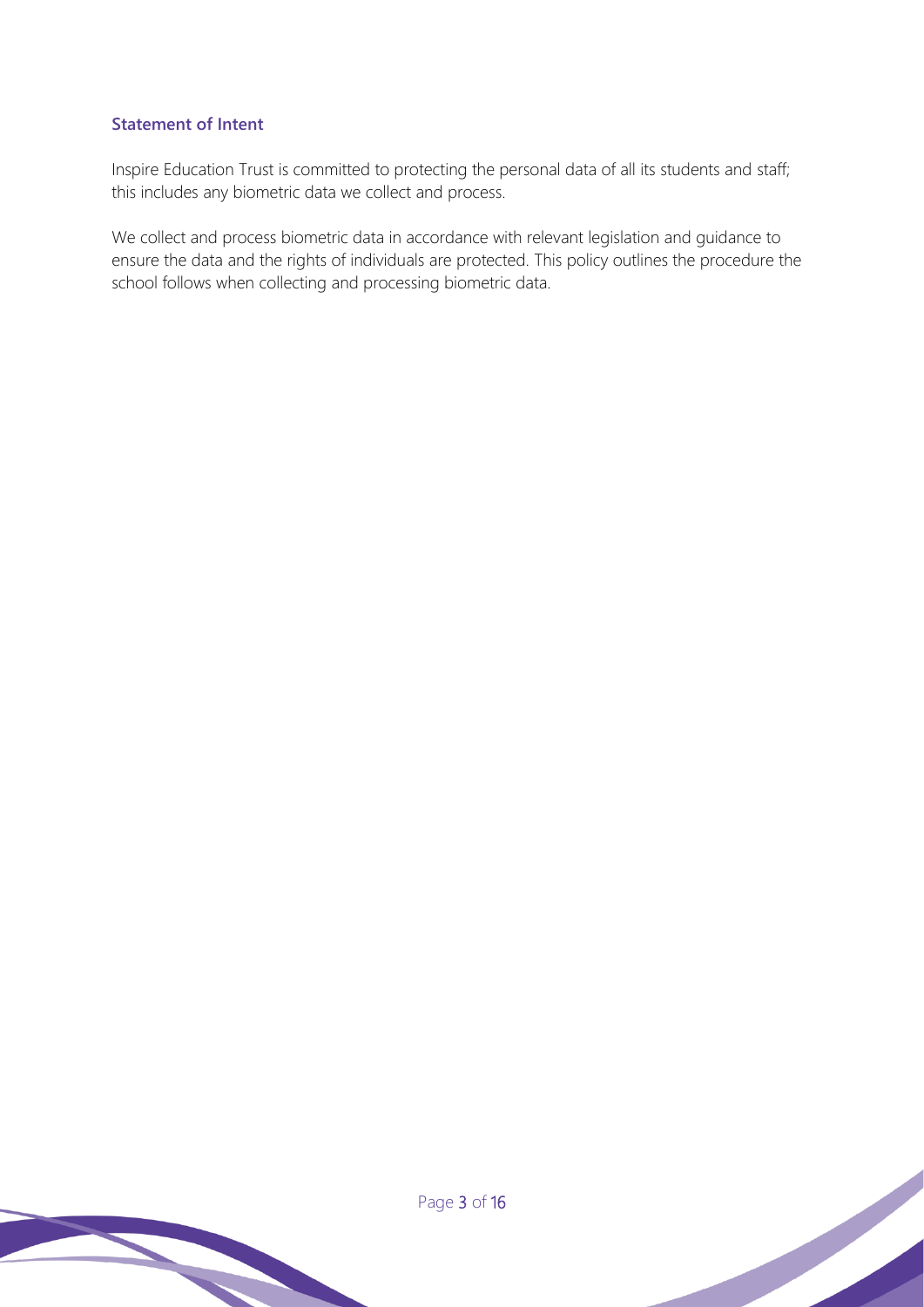## Statement of Intent

Inspire Education Trust is committed to protecting the personal data of all its students and staff; this includes any biometric data we collect and process.

We collect and process biometric data in accordance with relevant legislation and guidance to ensure the data and the rights of individuals are protected. This policy outlines the procedure the school follows when collecting and processing biometric data.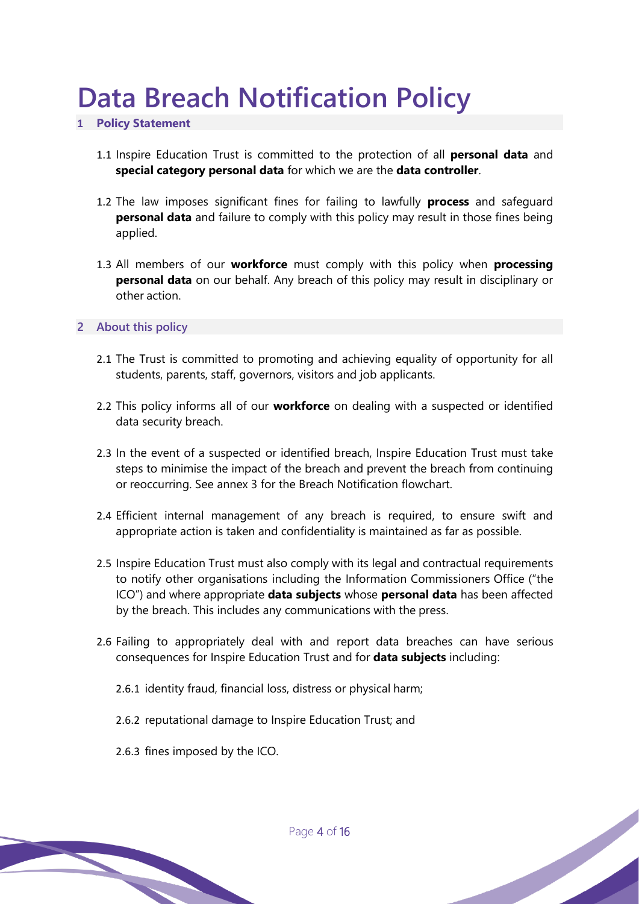# Data Breach Notification Policy

## 1 Policy Statement

1.1 Inspire Education Trust is committed to the protection of all **personal data** and **special category personal data** for which we are the **data controller**.

1.2 The law imposes significant fines for failing to lawfully **process** and safeguard **personal data** and failure to comply with this policy may result in those fines being applied.

1.3 All members of our **workforce** must comply with this policy when **processing personal data** on our behalf. Any breach of this policy may result in disciplinary or other action.

## 2 About this policy

2.1 The Trust is committed to promoting and achieving equality of opportunity for all students, parents, staff, governors, visitors and job applicants.

2.2 This policy informs all of our **workforce** on dealing with a suspected or identified data security breach.

2.3 In the event of a suspected or identified breach, Inspire Education Trust must take steps to minimise the impact of the breach and prevent the breach from continuing or reoccurring. See annex 3 for the Breach Notification flowchart.

2.4 Efficient internal management of any breach is required, to ensure swift and appropriate action is taken and confidentiality is maintained as far as possible.

2.5 Inspire Education Trust must also comply with its legal and contractual requirements to notify other organisations including the Information Commissioners Office ("the ICO") and where appropriate **data subjects** whose **personal data** has been affected by the breach. This includes any communications with the press.

2.6 Failing to appropriately deal with and report data breaches can have serious consequences for Inspire Education Trust and for **data subjects** including:

2.6.1 identity fraud, financial loss, distress or physical harm;

2.6.2 reputational damage to Inspire Education Trust; and

2.6.3 fines imposed by the ICO.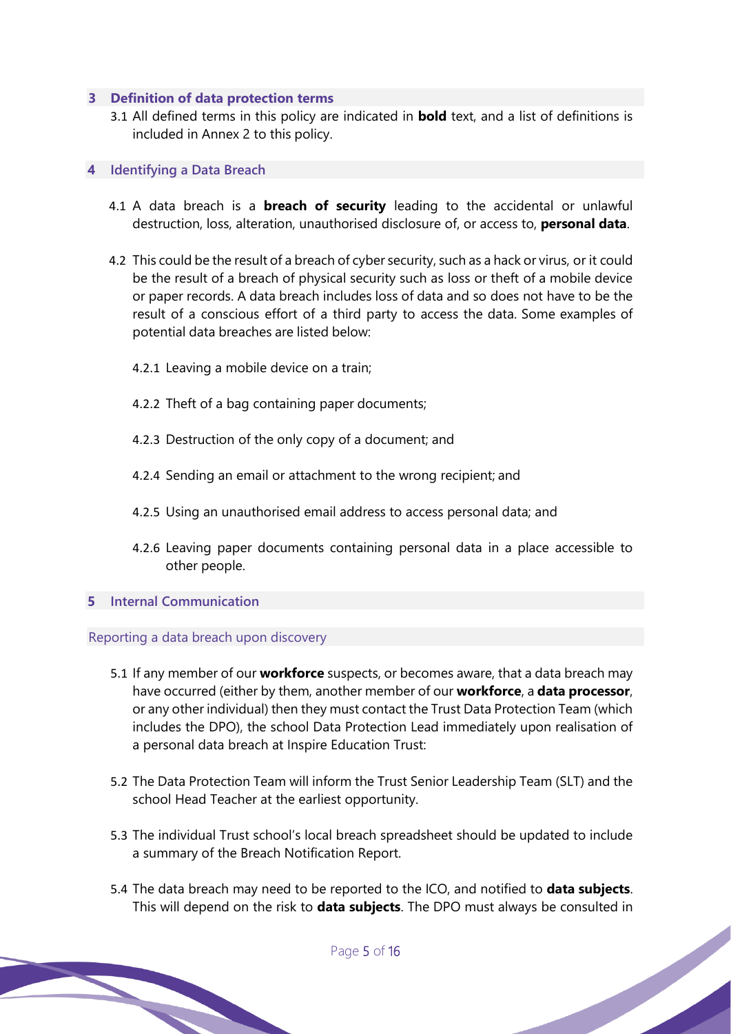## 3 Definition of data protection terms

3.1 All defined terms in this policy are indicated in **bold** text, and a list of definitions is included in Annex 2 to this policy.

## 4 Identifying a Data Breach

4.1 A data breach is a **breach of security** leading to the accidental or unlawful destruction, loss, alteration, unauthorised disclosure of, or access to, **personal data**.

4.2 This could be the result of a breach of cyber security, such as a hack or virus, or it could be the result of a breach of physical security such as loss or theft of a mobile device or paper records. A data breach includes loss of data and so does not have to be the result of a conscious effort of a third party to access the data. Some examples of potential data breaches are listed below:

4.2.1 Leaving a mobile device on a train;

4.2.2 Theft of a bag containing paper documents;

4.2.3 Destruction of the only copy of a document; and

4.2.4 Sending an email or attachment to the wrong recipient; and

4.2.5 Using an unauthorised email address to access personal data; and

4.2.6 Leaving paper documents containing personal data in a place accessible to other people.

## 5 Internal Communication

### Reporting a data breach upon discovery

5.1 If any member of our **workforce** suspects, or becomes aware, that a data breach may have occurred (either by them, another member of our **workforce**, a **data processor**, or any other individual) then they must contact the Trust Data Protection Team (which includes the DPO), the school Data Protection Lead immediately upon realisation of a personal data breach at Inspire Education Trust:

5.2 The Data Protection Team will inform the Trust Senior Leadership Team (SLT) and the school Head Teacher at the earliest opportunity.

5.3 The individual Trust school's local breach spreadsheet should be updated to include a summary of the Breach Notification Report.

5.4 The data breach may need to be reported to the ICO, and notified to **data subjects**. This will depend on the risk to **data subjects**. The DPO must always be consulted in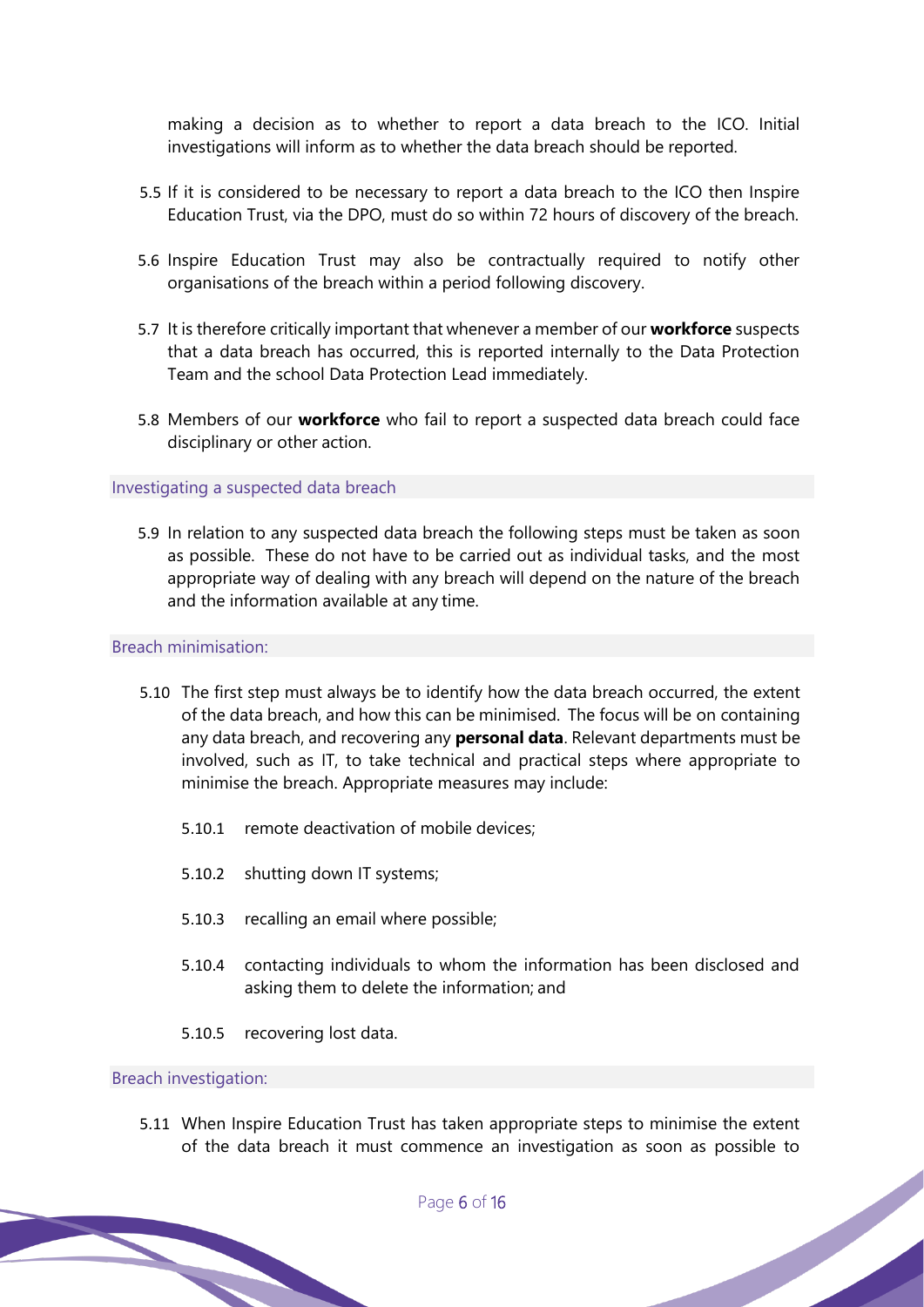making a decision as to whether to report a data breach to the ICO. Initial investigations will inform as to whether the data breach should be reported.

5.5 If it is considered to be necessary to report a data breach to the ICO then Inspire Education Trust, via the DPO, must do so within 72 hours of discovery of the breach.

5.6 Inspire Education Trust may also be contractually required to notify other organisations of the breach within a period following discovery.

5.7 It is therefore critically important that whenever a member of our **workforce** suspects that a data breach has occurred, this is reported internally to the Data Protection Team and the school Data Protection Lead immediately.

5.8 Members of our **workforce** who fail to report a suspected data breach could face disciplinary or other action.

### Investigating a suspected data breach

5.9 In relation to any suspected data breach the following steps must be taken as soon as possible. These do not have to be carried out as individual tasks, and the most appropriate way of dealing with any breach will depend on the nature of the breach and the information available at any time.

### Breach minimisation:

5.10 The first step must always be to identify how the data breach occurred, the extent of the data breach, and how this can be minimised. The focus will be on containing any data breach, and recovering any **personal data**. Relevant departments must be involved, such as IT, to take technical and practical steps where appropriate to minimise the breach. Appropriate measures may include:

- 5.10.1 remote deactivation of mobile devices;
- 5.10.2 shutting down IT systems;
- 5.10.3 recalling an email where possible;
- 5.10.4 contacting individuals to whom the information has been disclosed and asking them to delete the information; and
- 5.10.5 recovering lost data.

### Breach investigation:

5.11 When Inspire Education Trust has taken appropriate steps to minimise the extent of the data breach it must commence an investigation as soon as possible to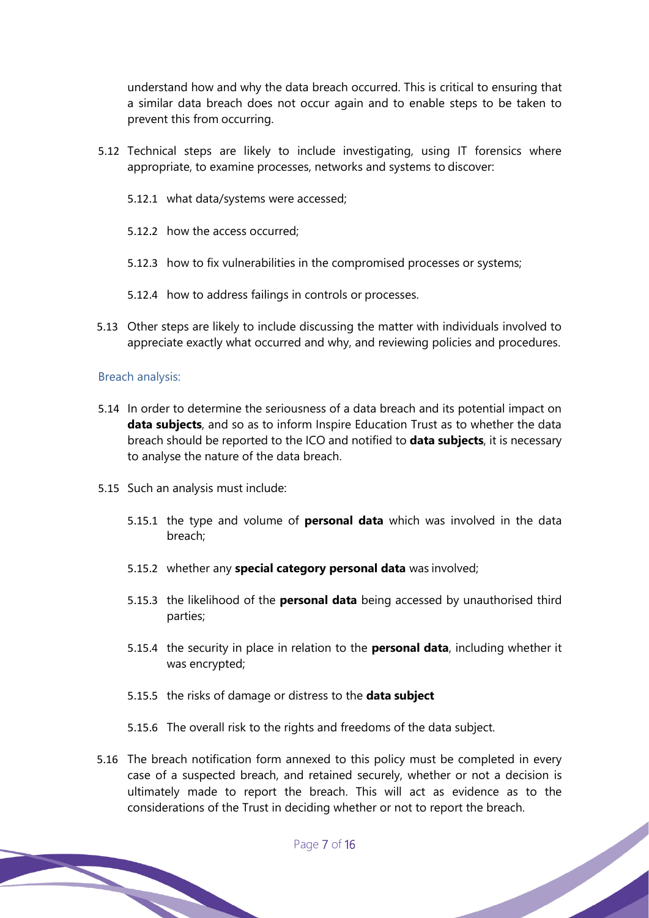understand how and why the data breach occurred. This is critical to ensuring that a similar data breach does not occur again and to enable steps to be taken to prevent this from occurring.

5.12 Technical steps are likely to include investigating, using IT forensics where appropriate, to examine processes, networks and systems to discover:

5.12.1 what data/systems were accessed;

5.12.2 how the access occurred;

5.12.3 how to fix vulnerabilities in the compromised processes or systems;

5.12.4 how to address failings in controls or processes.

5.13 Other steps are likely to include discussing the matter with individuals involved to appreciate exactly what occurred and why, and reviewing policies and procedures.

### Breach analysis:

5.14 In order to determine the seriousness of a data breach and its potential impact on **data subjects**, and so as to inform Inspire Education Trust as to whether the data breach should be reported to the ICO and notified to **data subjects**, it is necessary to analyse the nature of the data breach.

5.15 Such an analysis must include:

5.15.1 the type and volume of **personal data** which was involved in the data breach;

5.15.2 whether any **special category personal data** was involved;

5.15.3 the likelihood of the **personal data** being accessed by unauthorised third parties;

5.15.4 the security in place in relation to the **personal data**, including whether it was encrypted;

5.15.5 the risks of damage or distress to the **data subject**

5.15.6 The overall risk to the rights and freedoms of the data subject.

5.16 The breach notification form annexed to this policy must be completed in every case of a suspected breach, and retained securely, whether or not a decision is ultimately made to report the breach. This will act as evidence as to the considerations of the Trust in deciding whether or not to report the breach.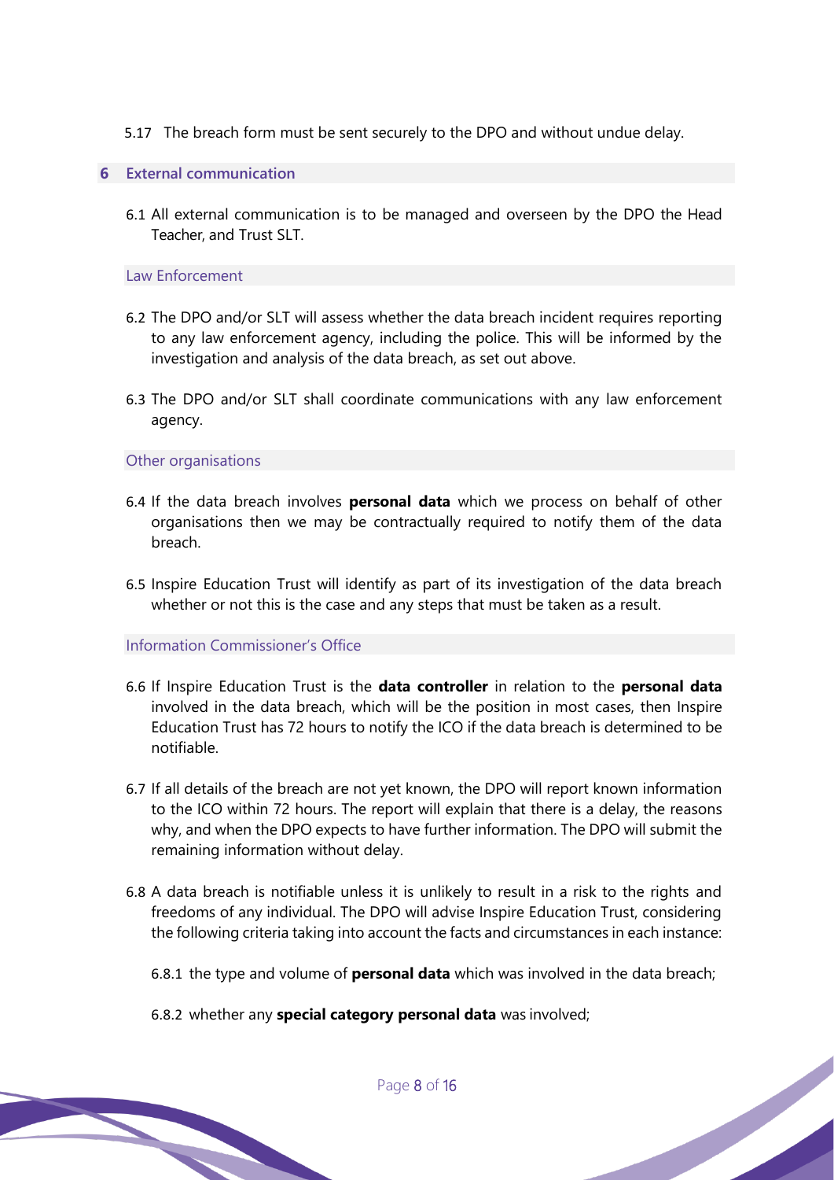5.17 The breach form must be sent securely to the DPO and without undue delay.

## 6 External communication

6.1 All external communication is to be managed and overseen by the DPO the Head Teacher, and Trust SLT.

### Law Enforcement

6.2 The DPO and/or SLT will assess whether the data breach incident requires reporting to any law enforcement agency, including the police. This will be informed by the investigation and analysis of the data breach, as set out above.

6.3 The DPO and/or SLT shall coordinate communications with any law enforcement agency.

### Other organisations

6.4 If the data breach involves **personal data** which we process on behalf of other organisations then we may be contractually required to notify them of the data breach.

6.5 Inspire Education Trust will identify as part of its investigation of the data breach whether or not this is the case and any steps that must be taken as a result.

### Information Commissioner's Office

6.6 If Inspire Education Trust is the **data controller** in relation to the **personal data** involved in the data breach, which will be the position in most cases, then Inspire Education Trust has 72 hours to notify the ICO if the data breach is determined to be notifiable.

6.7 If all details of the breach are not yet known, the DPO will report known information to the ICO within 72 hours. The report will explain that there is a delay, the reasons why, and when the DPO expects to have further information. The DPO will submit the remaining information without delay.

6.8 A data breach is notifiable unless it is unlikely to result in a risk to the rights and freedoms of any individual. The DPO will advise Inspire Education Trust, considering the following criteria taking into account the facts and circumstances in each instance:

6.8.1 the type and volume of **personal data** which was involved in the data breach;

6.8.2 whether any **special category personal data** was involved;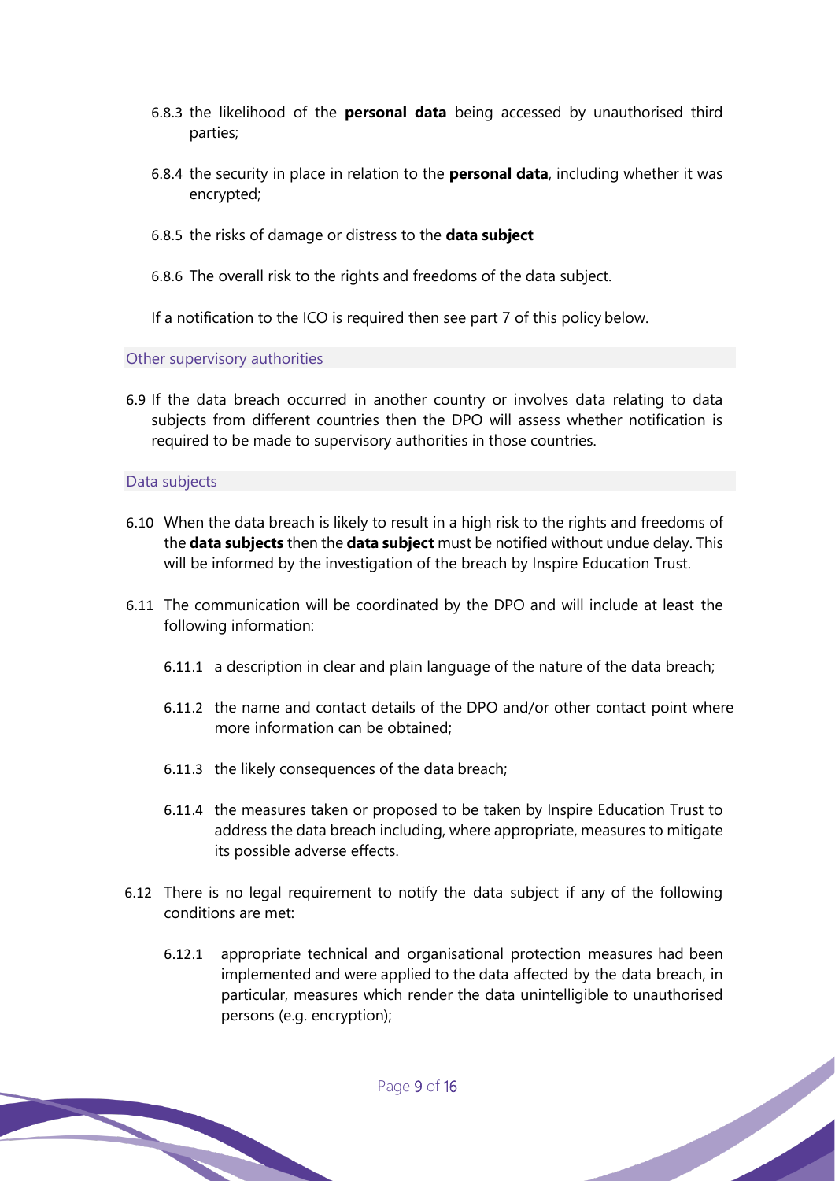6.8.3 the likelihood of the **personal data** being accessed by unauthorised third parties;

6.8.4 the security in place in relation to the **personal data**, including whether it was encrypted;

6.8.5 the risks of damage or distress to the **data subject**

6.8.6 The overall risk to the rights and freedoms of the data subject.

If a notification to the ICO is required then see part 7 of this policy below.

### Other supervisory authorities

6.9 If the data breach occurred in another country or involves data relating to data subjects from different countries then the DPO will assess whether notification is required to be made to supervisory authorities in those countries.

### Data subjects

6.10 When the data breach is likely to result in a high risk to the rights and freedoms of the **data subjects** then the **data subject** must be notified without undue delay. This will be informed by the investigation of the breach by Inspire Education Trust.

6.11 The communication will be coordinated by the DPO and will include at least the following information:

6.11.1 a description in clear and plain language of the nature of the data breach;

6.11.2 the name and contact details of the DPO and/or other contact point where more information can be obtained;

6.11.3 the likely consequences of the data breach;

6.11.4 the measures taken or proposed to be taken by Inspire Education Trust to address the data breach including, where appropriate, measures to mitigate its possible adverse effects.

6.12 There is no legal requirement to notify the data subject if any of the following conditions are met:

6.12.1 appropriate technical and organisational protection measures had been implemented and were applied to the data affected by the data breach, in particular, measures which render the data unintelligible to unauthorised persons (e.g. encryption);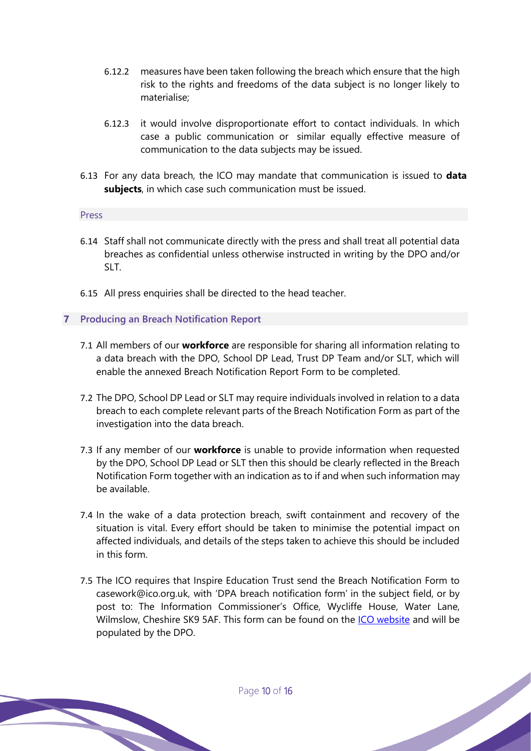6.12.2 measures have been taken following the breach which ensure that the high risk to the rights and freedoms of the data subject is no longer likely to materialise;

6.12.3 it would involve disproportionate effort to contact individuals. In which case a public communication or similar equally effective measure of communication to the data subjects may be issued.

6.13 For any data breach, the ICO may mandate that communication is issued to **data subjects**, in which case such communication must be issued.

### Press

6.14 Staff shall not communicate directly with the press and shall treat all potential data breaches as confidential unless otherwise instructed in writing by the DPO and/or SLT.

6.15 All press enquiries shall be directed to the head teacher.

## 7 Producing an Breach Notification Report

7.1 All members of our **workforce** are responsible for sharing all information relating to a data breach with the DPO, School DP Lead, Trust DP Team and/or SLT, which will enable the annexed Breach Notification Report Form to be completed.

7.2 The DPO, School DP Lead or SLT may require individuals involved in relation to a data breach to each complete relevant parts of the Breach Notification Form as part of the investigation into the data breach.

7.3 If any member of our **workforce** is unable to provide information when requested by the DPO, School DP Lead or SLT then this should be clearly reflected in the Breach Notification Form together with an indication as to if and when such information may be available.

7.4 In the wake of a data protection breach, swift containment and recovery of the situation is vital. Every effort should be taken to minimise the potential impact on affected individuals, and details of the steps taken to achieve this should be included in this form.

7.5 The ICO requires that Inspire Education Trust send the Breach Notification Form to casework@ico.org.uk, with 'DPA breach notification form' in the subject field, or by post to: The Information Commissioner's Office, Wycliffe House, Water Lane, Wilmslow, Cheshire SK9 5AF. This form can be found on the ICO website and will be populated by the DPO.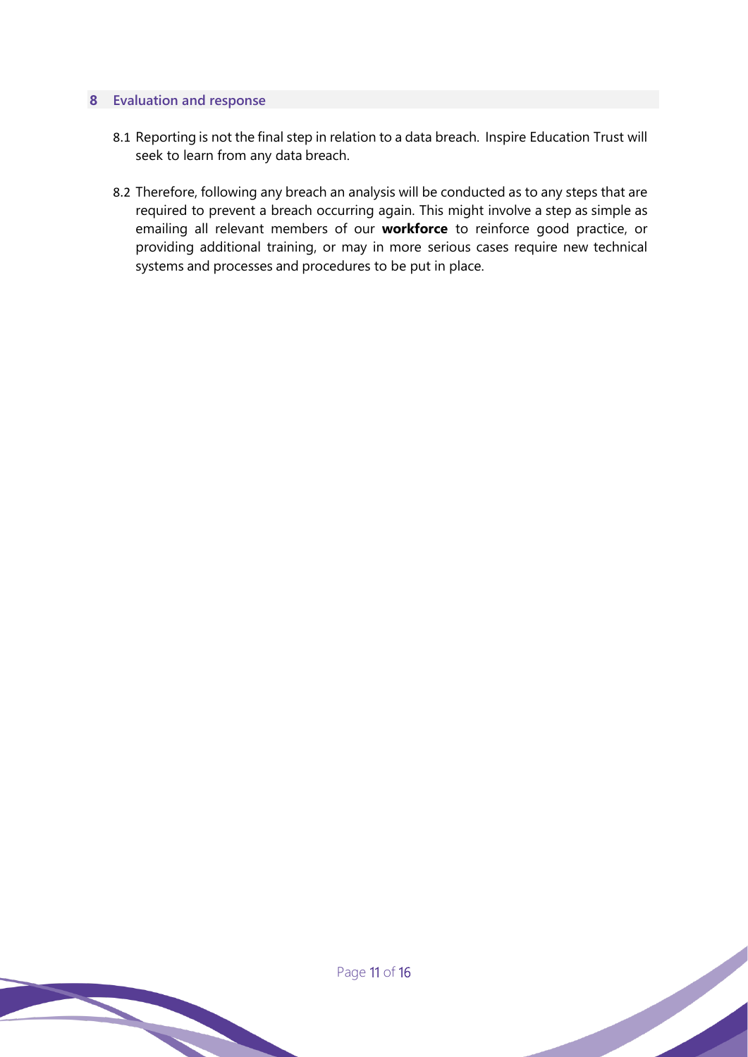## 8 Evaluation and response

8.1 Reporting is not the final step in relation to a data breach. Inspire Education Trust will seek to learn from any data breach.

8.2 Therefore, following any breach an analysis will be conducted as to any steps that are required to prevent a breach occurring again. This might involve a step as simple as emailing all relevant members of our **workforce** to reinforce good practice, or providing additional training, or may in more serious cases require new technical systems and processes and procedures to be put in place.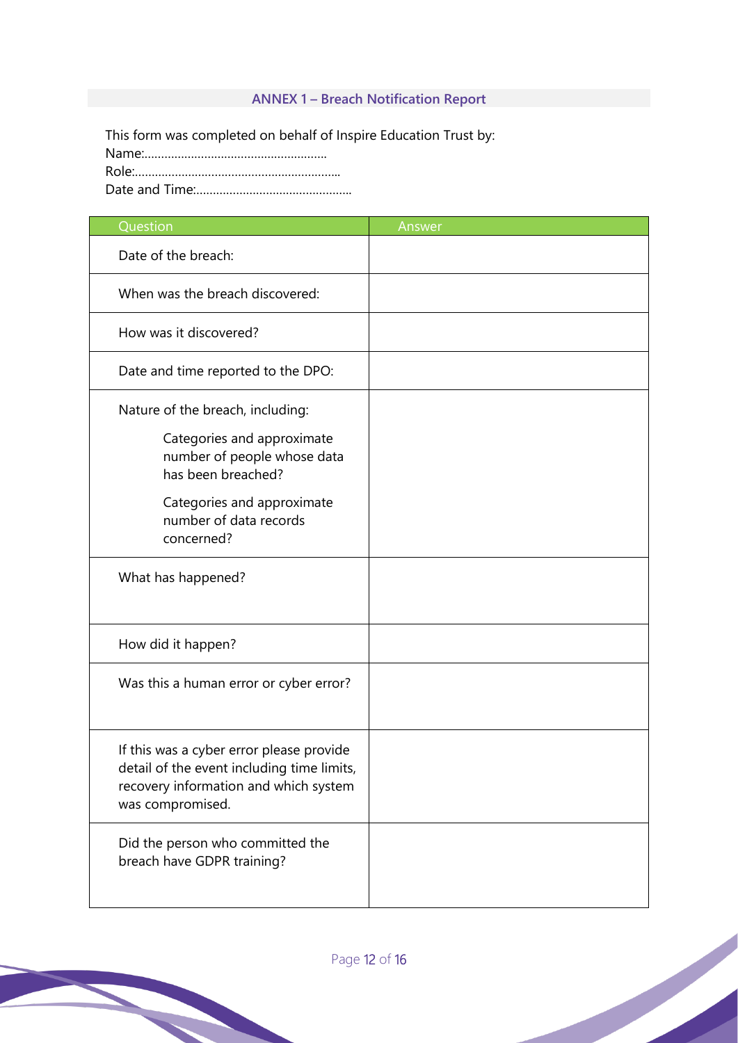## ANNEX 1 – Breach Notification Report

This form was completed on behalf of Inspire Education Trust by:
Name:……………………………………………….
Role:…………………………………………………….
Date and Time:………………………………………..

| Question | Answer |
|---|---|
| Date of the breach: | |
| When was the breach discovered: | |
| How was it discovered? | |
| Date and time reported to the DPO: | |
| Nature of the breach, including:<br>Categories and approximate number of people whose data has been breached?<br>Categories and approximate number of data records concerned? | |
| What has happened? | |
| How did it happen? | |
| Was this a human error or cyber error? | |
| If this was a cyber error please provide detail of the event including time limits, recovery information and which system was compromised. | |
| Did the person who committed the breach have GDPR training? | |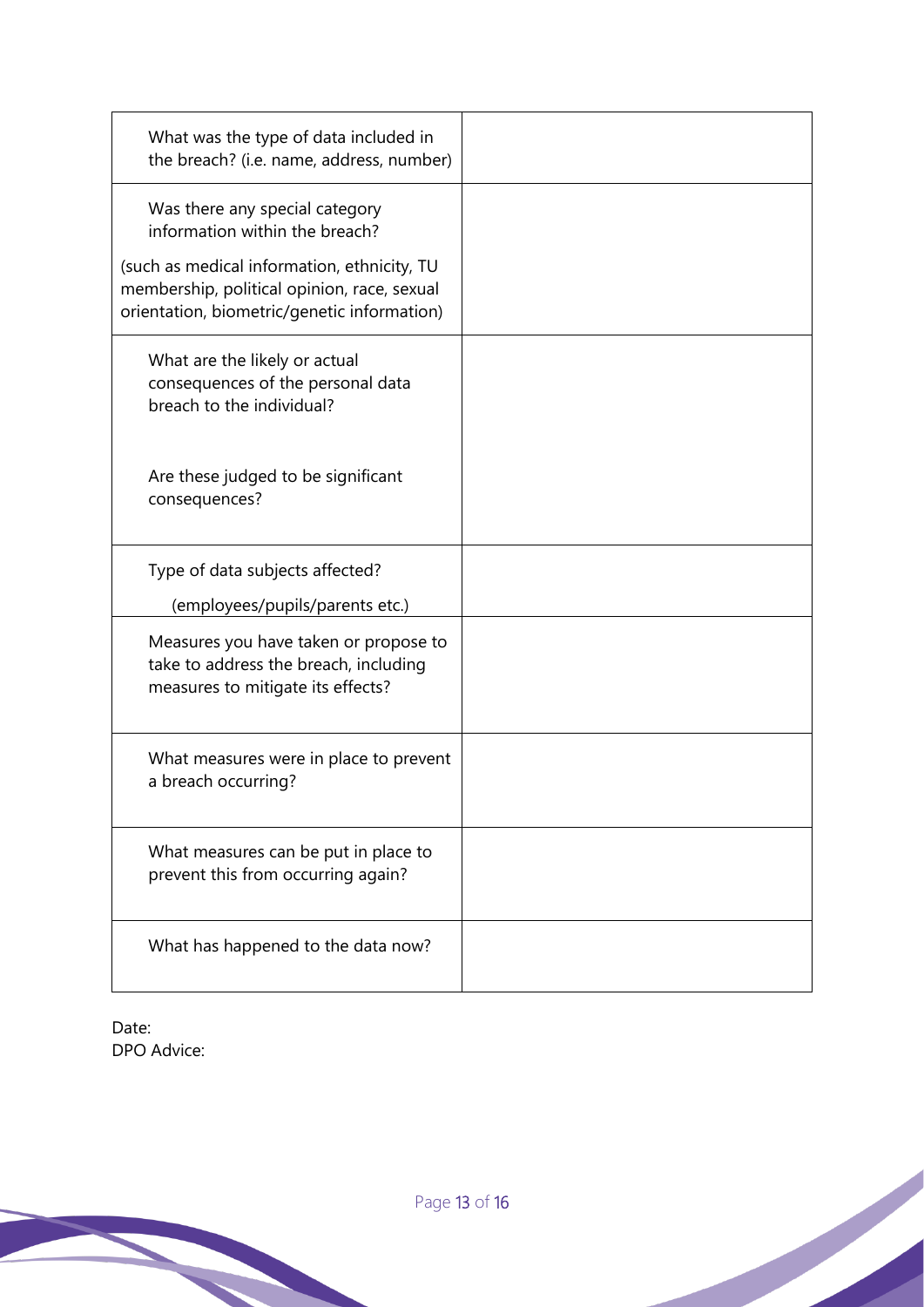| What was the type of data included in the breach? (i.e. name, address, number) | |
|---|---|
| Was there any special category information within the breach?<br><br>(such as medical information, ethnicity, TU membership, political opinion, race, sexual orientation, biometric/genetic information) | |
| What are the likely or actual consequences of the personal data breach to the individual?<br><br>Are these judged to be significant consequences? | |
| Type of data subjects affected?<br><br>(employees/pupils/parents etc.) | |
| Measures you have taken or propose to take to address the breach, including measures to mitigate its effects? | |
| What measures were in place to prevent a breach occurring? | |
| What measures can be put in place to prevent this from occurring again? | |
| What has happened to the data now? | |

Date:
DPO Advice: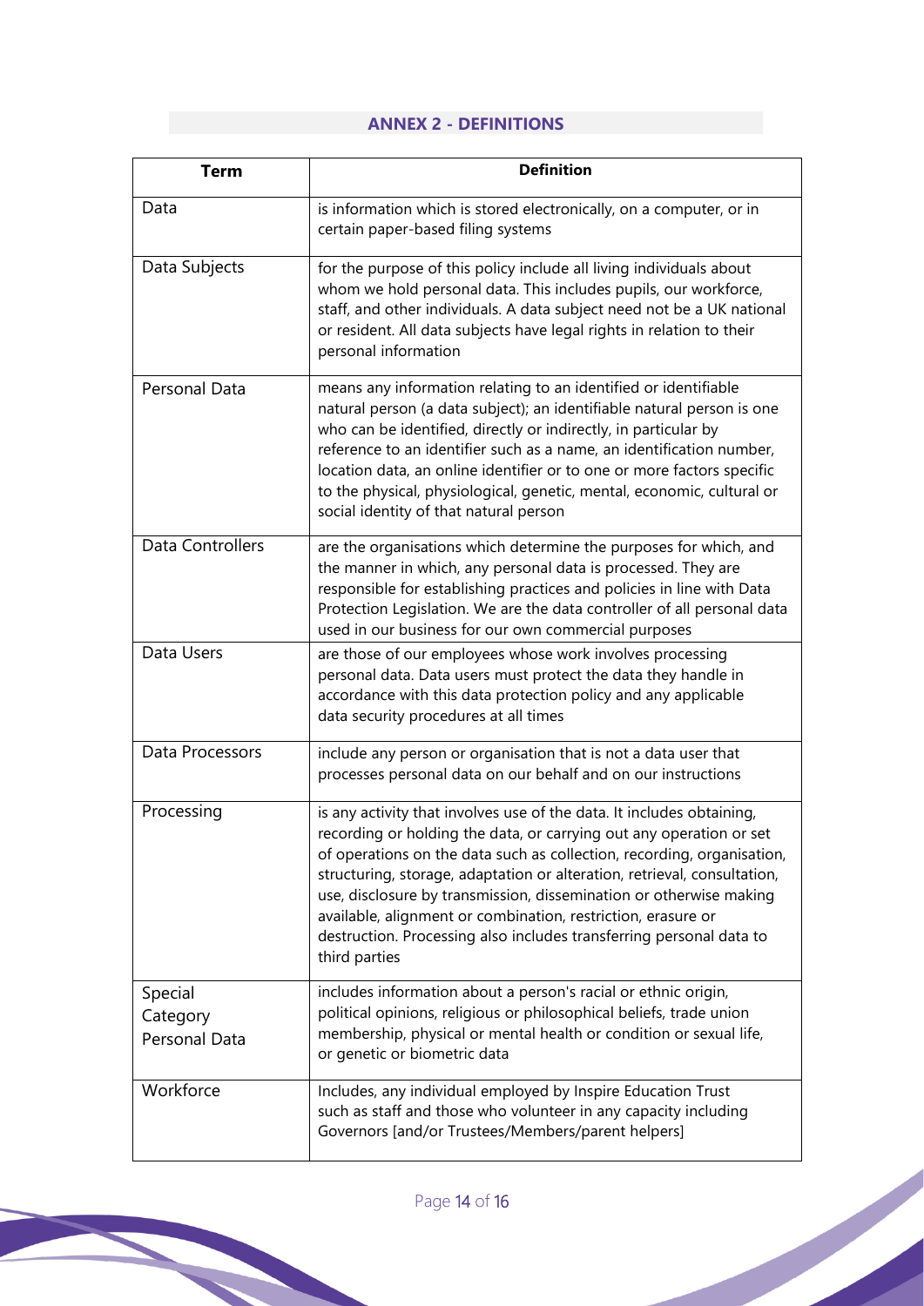## ANNEX 2 - DEFINITIONS

| Term | Definition |
|---|---|
| Data | is information which is stored electronically, on a computer, or in certain paper-based filing systems |
| Data Subjects | for the purpose of this policy include all living individuals about whom we hold personal data. This includes pupils, our workforce, staff, and other individuals. A data subject need not be a UK national or resident. All data subjects have legal rights in relation to their personal information |
| Personal Data | means any information relating to an identified or identifiable natural person (a data subject); an identifiable natural person is one who can be identified, directly or indirectly, in particular by reference to an identifier such as a name, an identification number, location data, an online identifier or to one or more factors specific to the physical, physiological, genetic, mental, economic, cultural or social identity of that natural person |
| Data Controllers | are the organisations which determine the purposes for which, and the manner in which, any personal data is processed. They are responsible for establishing practices and policies in line with Data Protection Legislation. We are the data controller of all personal data used in our business for our own commercial purposes |
| Data Users | are those of our employees whose work involves processing personal data. Data users must protect the data they handle in accordance with this data protection policy and any applicable data security procedures at all times |
| Data Processors | include any person or organisation that is not a data user that processes personal data on our behalf and on our instructions |
| Processing | is any activity that involves use of the data. It includes obtaining, recording or holding the data, or carrying out any operation or set of operations on the data such as collection, recording, organisation, structuring, storage, adaptation or alteration, retrieval, consultation, use, disclosure by transmission, dissemination or otherwise making available, alignment or combination, restriction, erasure or destruction. Processing also includes transferring personal data to third parties |
| Special Category Personal Data | includes information about a person's racial or ethnic origin, political opinions, religious or philosophical beliefs, trade union membership, physical or mental health or condition or sexual life, or genetic or biometric data |
| Workforce | Includes, any individual employed by Inspire Education Trust such as staff and those who volunteer in any capacity including Governors [and/or Trustees/Members/parent helpers] |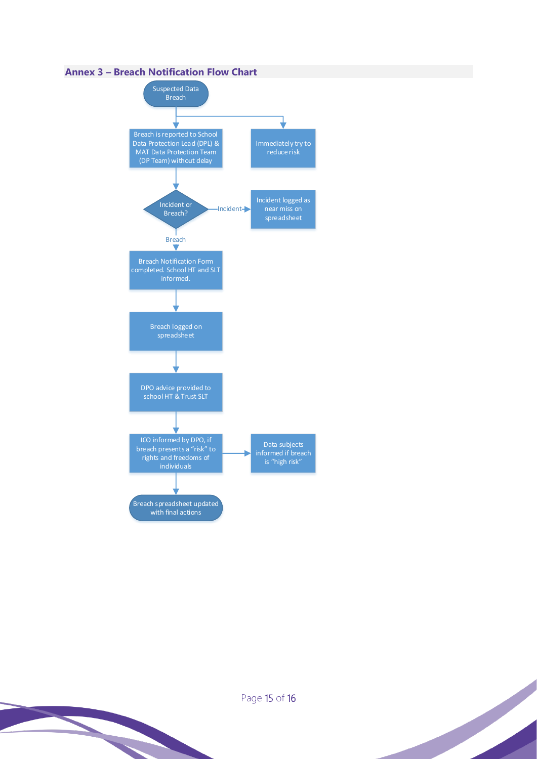## Annex 3 – Breach Notification Flow Chart

Suspected Data Breach

Breach is reported to School Data Protection Lead (DPL) & MAT Data Protection Team (DP Team) without delay

Immediately try to reduce risk

Incident or Breach?

Incident

Incident logged as near miss on spreadsheet

Breach

Breach Notification Form completed. School HT and SLT informed.

Breach logged on spreadsheet

DPO advice provided to school HT & Trust SLT

ICO informed by DPO, if breach presents a "risk" to rights and freedoms of individuals

Data subjects informed if breach is "high risk"

Breach spreadsheet updated with final actions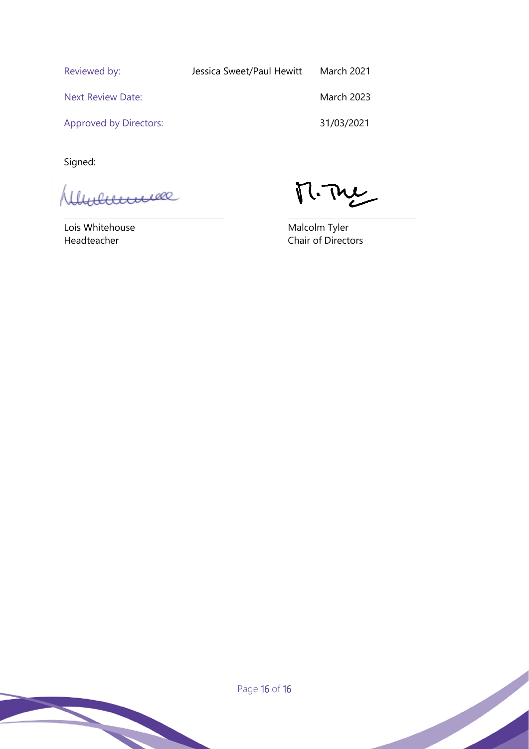| | | |
|---|---|---|
| Reviewed by: | Jessica Sweet/Paul Hewitt | March 2021 |
| Next Review Date: | | March 2023 |
| Approved by Directors: | | 31/03/2021 |

Signed:

| | |
|---|---|
| Lois Whitehouse | Malcolm Tyler |
| Headteacher | Chair of Directors |